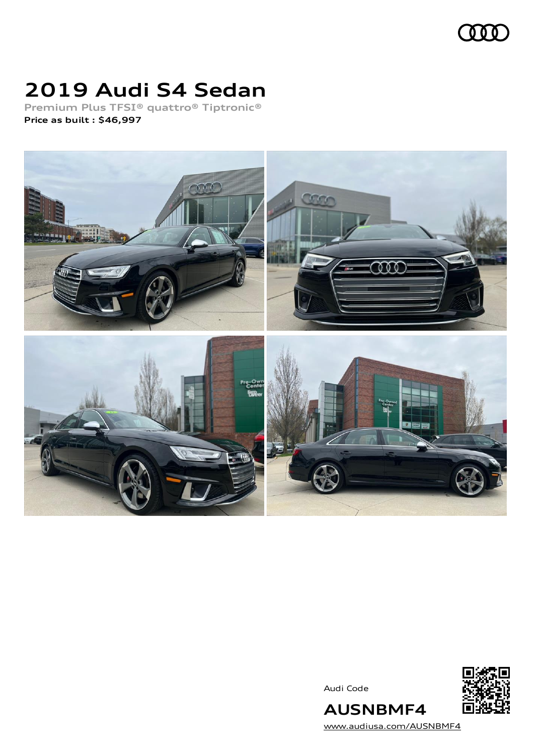# 2019 Audi S4 Sedan

Premium Plus TFSI® quattro® Tiptronic®

**Price as built : $46,997**

Audi Code

## AUSNBMF4

www.audiusa.com/AUSNBMF4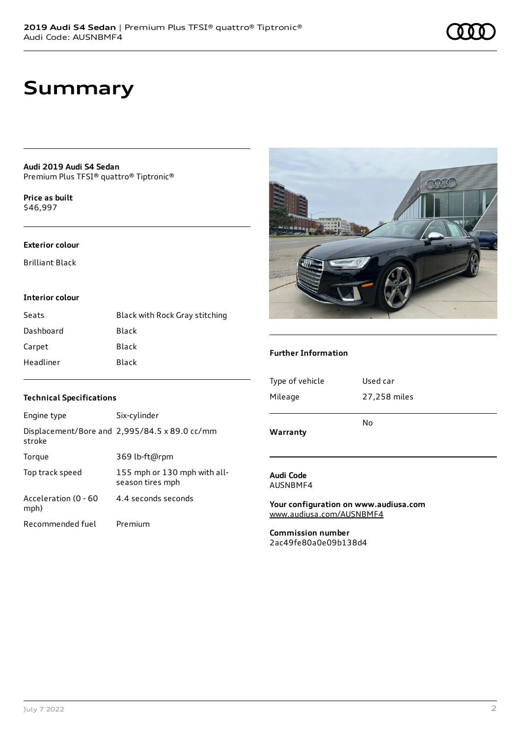# Summary

**Audi 2019 Audi S4 Sedan**
Premium Plus TFSI® quattro® Tiptronic®

**Price as built**
$46,997

### Exterior colour

Brilliant Black

### Interior colour

| | |
|---|---|
| Seats | Black with Rock Gray stitching |
| Dashboard | Black |
| Carpet | Black |
| Headliner | Black |

### Technical Specifications

| | |
|---|---|
| Engine type | Six-cylinder |
| Displacement/Bore and stroke | 2,995/84.5 x 89.0 cc/mm |
| Torque | 369 lb-ft@rpm |
| Top track speed | 155 mph or 130 mph with all-season tires mph |
| Acceleration (0 - 60 mph) | 4.4 seconds seconds |
| Recommended fuel | Premium |

### Further Information

| | |
|---|---|
| Type of vehicle | Used car |
| Mileage | 27,258 miles |
| **Warranty** | No |

**Audi Code**
AUSNBMF4

**Your configuration on www.audiusa.com**
www.audiusa.com/AUSNBMF4

**Commission number**
2ac49fe80a0e09b138d4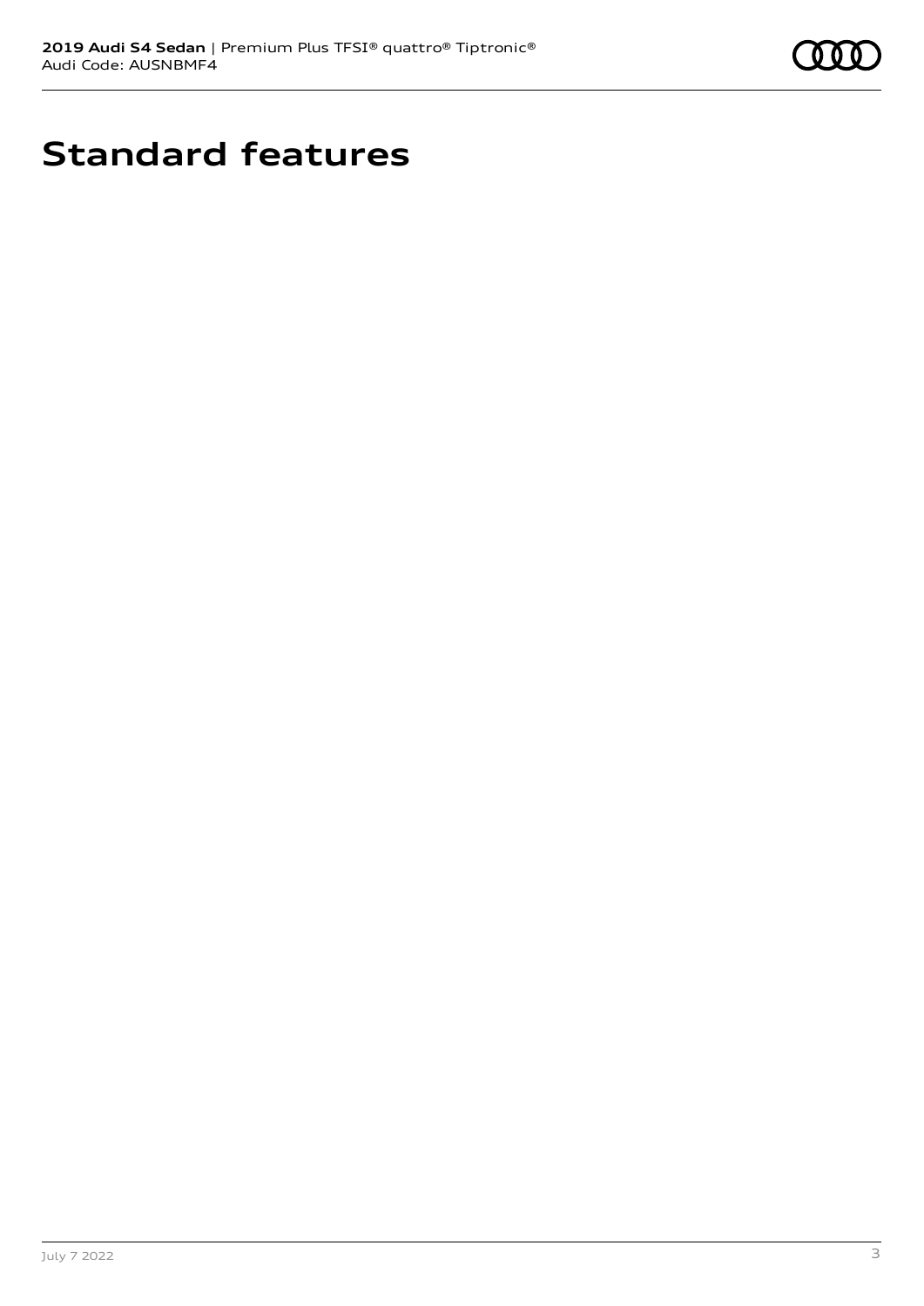# Standard features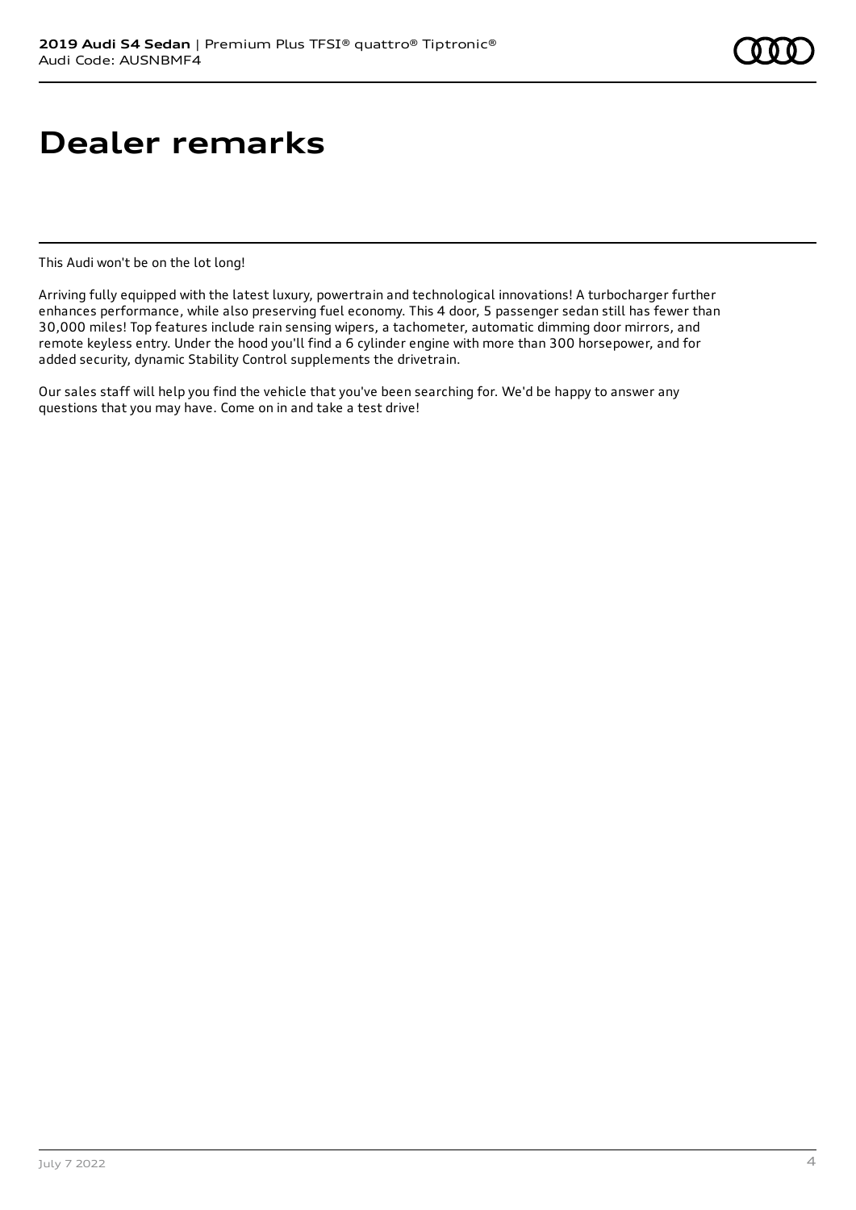# Dealer remarks

This Audi won't be on the lot long!

Arriving fully equipped with the latest luxury, powertrain and technological innovations! A turbocharger further enhances performance, while also preserving fuel economy. This 4 door, 5 passenger sedan still has fewer than 30,000 miles! Top features include rain sensing wipers, a tachometer, automatic dimming door mirrors, and remote keyless entry. Under the hood you'll find a 6 cylinder engine with more than 300 horsepower, and for added security, dynamic Stability Control supplements the drivetrain.

Our sales staff will help you find the vehicle that you've been searching for. We'd be happy to answer any questions that you may have. Come on in and take a test drive!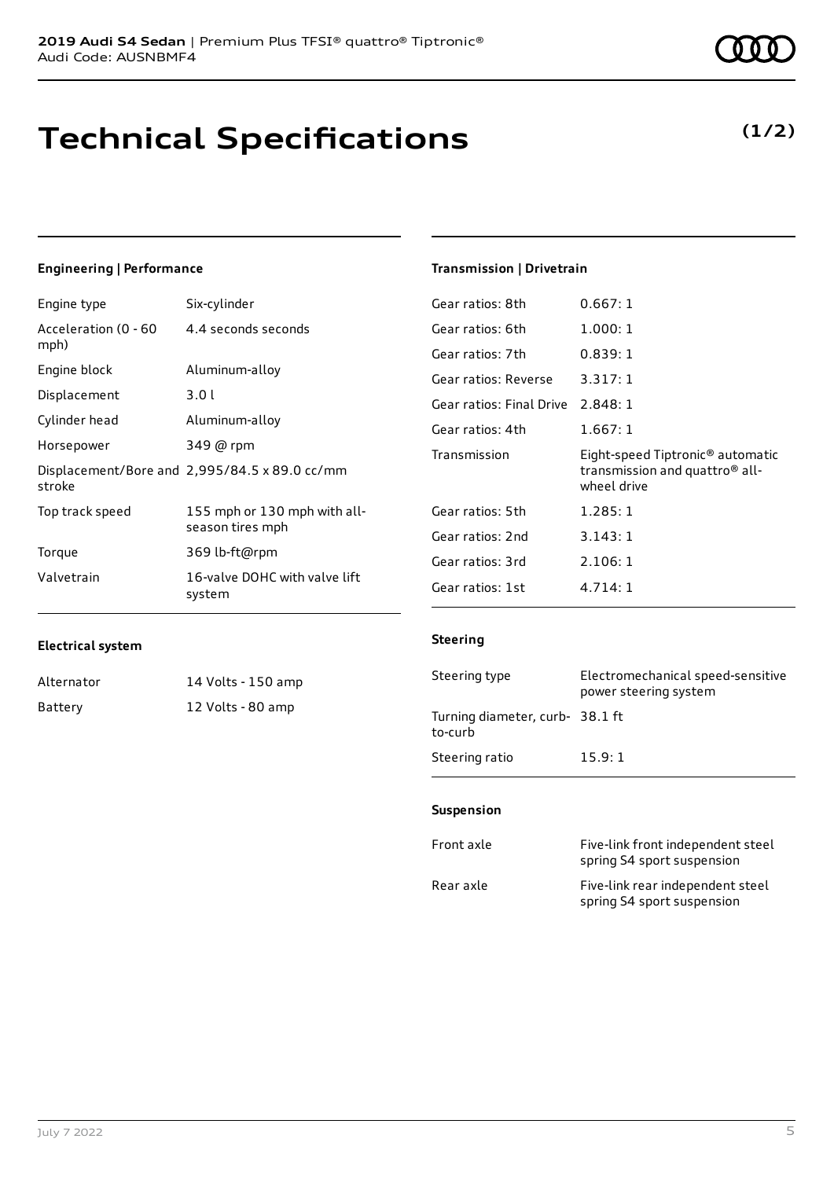# Technical Specifications

**(1/2)**

### Engineering | Performance

| | |
|---|---|
| Engine type | Six-cylinder |
| Acceleration (0 - 60 mph) | 4.4 seconds seconds |
| Engine block | Aluminum-alloy |
| Displacement | 3.0 l |
| Cylinder head | Aluminum-alloy |
| Horsepower | 349 @ rpm |
| Displacement/Bore and stroke | 2,995/84.5 x 89.0 cc/mm |
| Top track speed | 155 mph or 130 mph with all-season tires mph |
| Torque | 369 lb-ft@rpm |
| Valvetrain | 16-valve DOHC with valve lift system |

### Electrical system

| | |
|---|---|
| Alternator | 14 Volts - 150 amp |
| Battery | 12 Volts - 80 amp |

### Transmission | Drivetrain

| | |
|---|---|
| Gear ratios: 8th | 0.667: 1 |
| Gear ratios: 6th | 1.000: 1 |
| Gear ratios: 7th | 0.839: 1 |
| Gear ratios: Reverse | 3.317: 1 |
| Gear ratios: Final Drive | 2.848: 1 |
| Gear ratios: 4th | 1.667: 1 |
| Transmission | Eight-speed Tiptronic® automatic transmission and quattro® all-wheel drive |
| Gear ratios: 5th | 1.285: 1 |
| Gear ratios: 2nd | 3.143: 1 |
| Gear ratios: 3rd | 2.106: 1 |
| Gear ratios: 1st | 4.714: 1 |

### Steering

| | |
|---|---|
| Steering type | Electromechanical speed-sensitive power steering system |
| Turning diameter, curb-to-curb | 38.1 ft |
| Steering ratio | 15.9: 1 |

### Suspension

| | |
|---|---|
| Front axle | Five-link front independent steel spring S4 sport suspension |
| Rear axle | Five-link rear independent steel spring S4 sport suspension |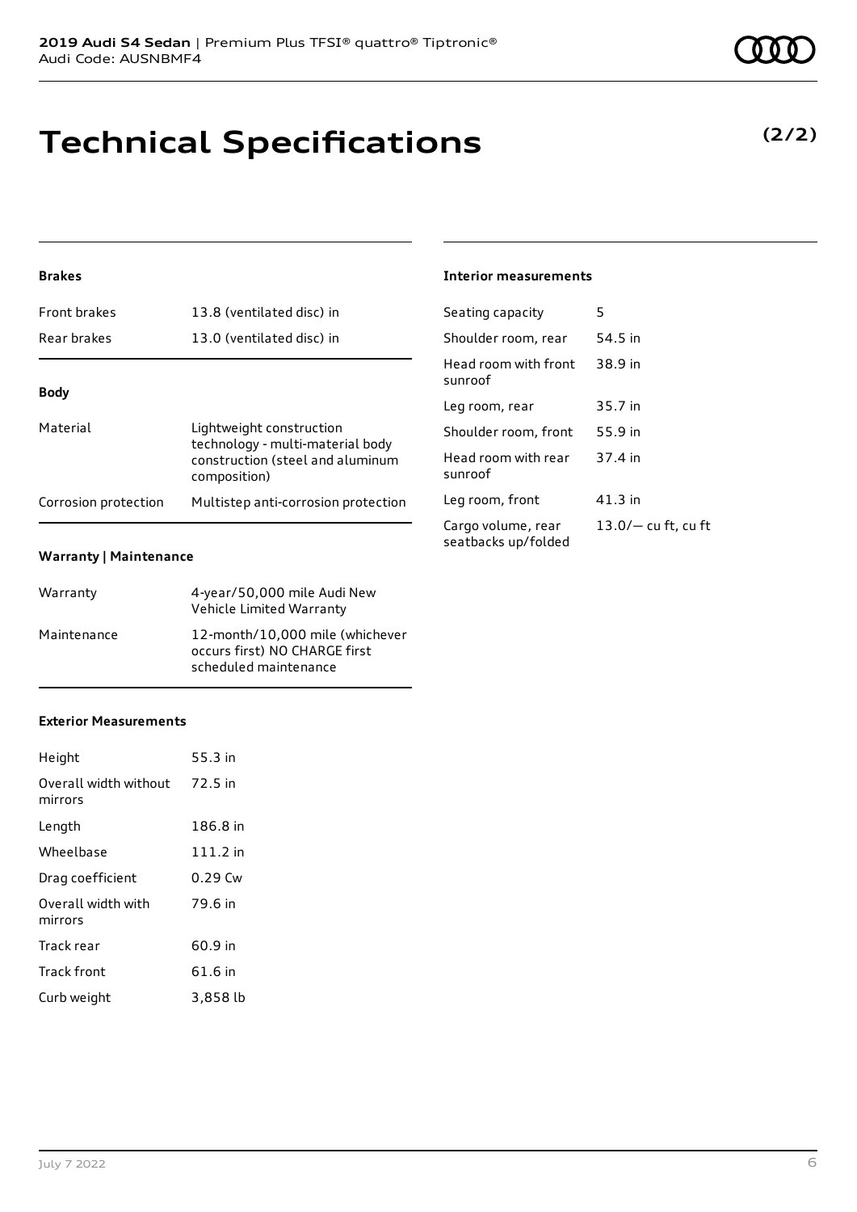# Technical Specifications

**(2/2)**

### Brakes

| | |
|---|---|
| Front brakes | 13.8 (ventilated disc) in |
| Rear brakes | 13.0 (ventilated disc) in |

### Body

| | |
|---|---|
| Material | Lightweight construction technology - multi-material body construction (steel and aluminum composition) |
| Corrosion protection | Multistep anti-corrosion protection |

### Warranty | Maintenance

| | |
|---|---|
| Warranty | 4-year/50,000 mile Audi New Vehicle Limited Warranty |
| Maintenance | 12-month/10,000 mile (whichever occurs first) NO CHARGE first scheduled maintenance |

### Exterior Measurements

| | |
|---|---|
| Height | 55.3 in |
| Overall width without mirrors | 72.5 in |
| Length | 186.8 in |
| Wheelbase | 111.2 in |
| Drag coefficient | 0.29 Cw |
| Overall width with mirrors | 79.6 in |
| Track rear | 60.9 in |
| Track front | 61.6 in |
| Curb weight | 3,858 lb |

### Interior measurements

| | |
|---|---|
| Seating capacity | 5 |
| Shoulder room, rear | 54.5 in |
| Head room with front sunroof | 38.9 in |
| Leg room, rear | 35.7 in |
| Shoulder room, front | 55.9 in |
| Head room with rear sunroof | 37.4 in |
| Leg room, front | 41.3 in |
| Cargo volume, rear seatbacks up/folded | 13.0/— cu ft, cu ft |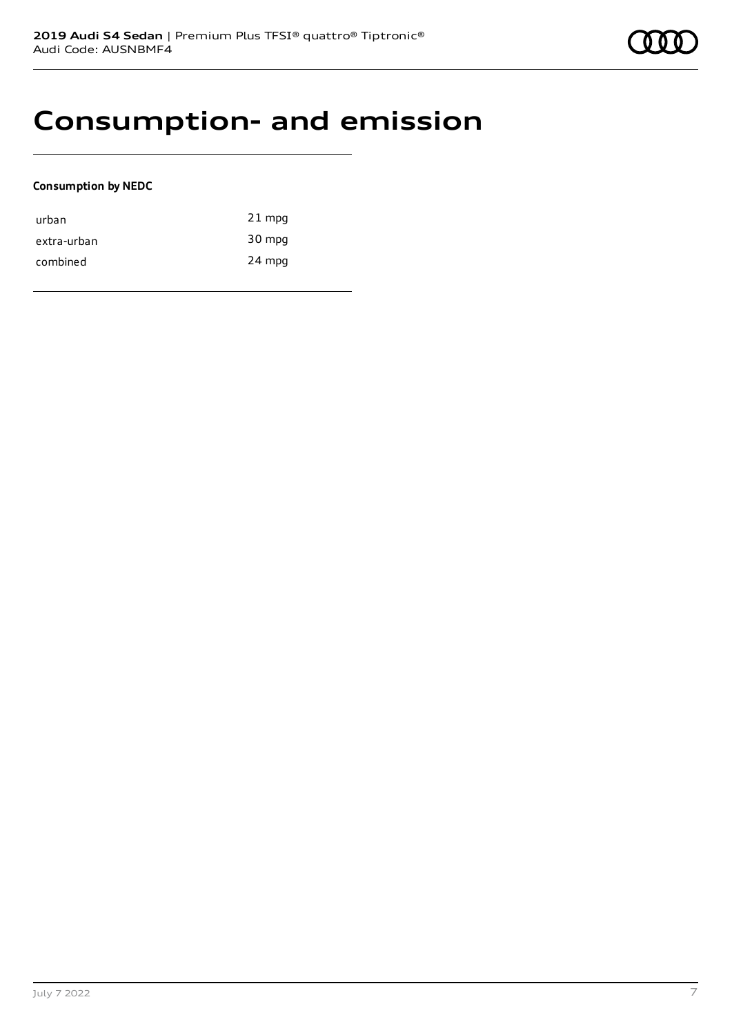# Consumption- and emission

**Consumption by NEDC**

| | |
|---|---|
| urban | 21 mpg |
| extra-urban | 30 mpg |
| combined | 24 mpg |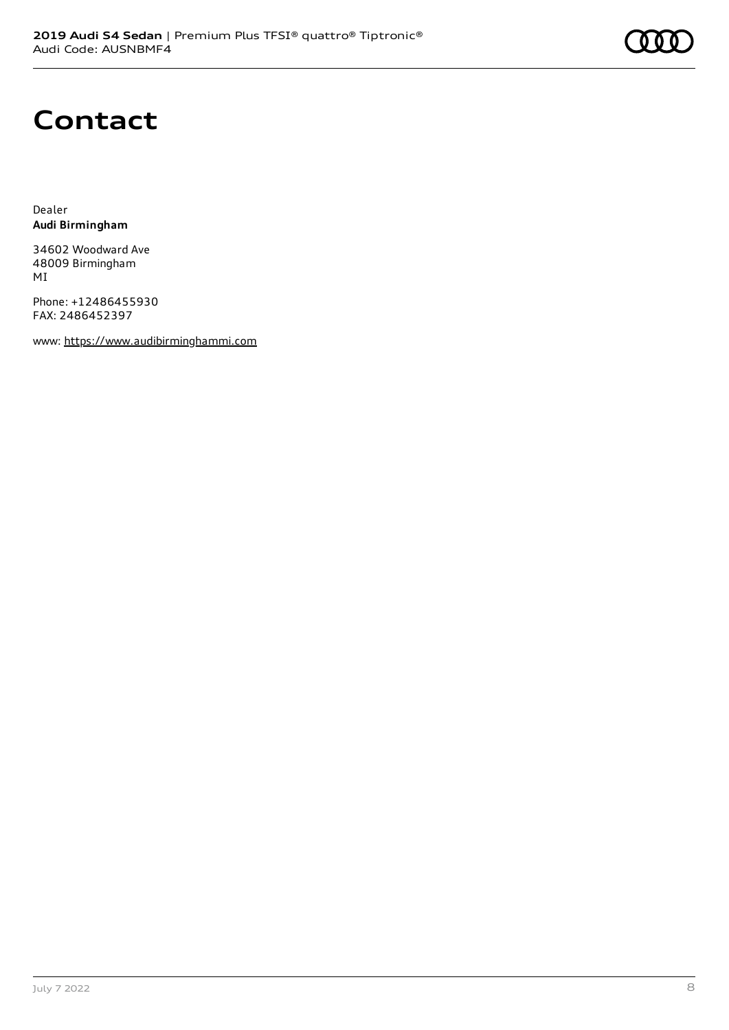# Contact

Dealer
**Audi Birmingham**

34602 Woodward Ave
48009 Birmingham
MI

Phone: +12486455930
FAX: 2486452397

www: https://www.audibirminghammi.com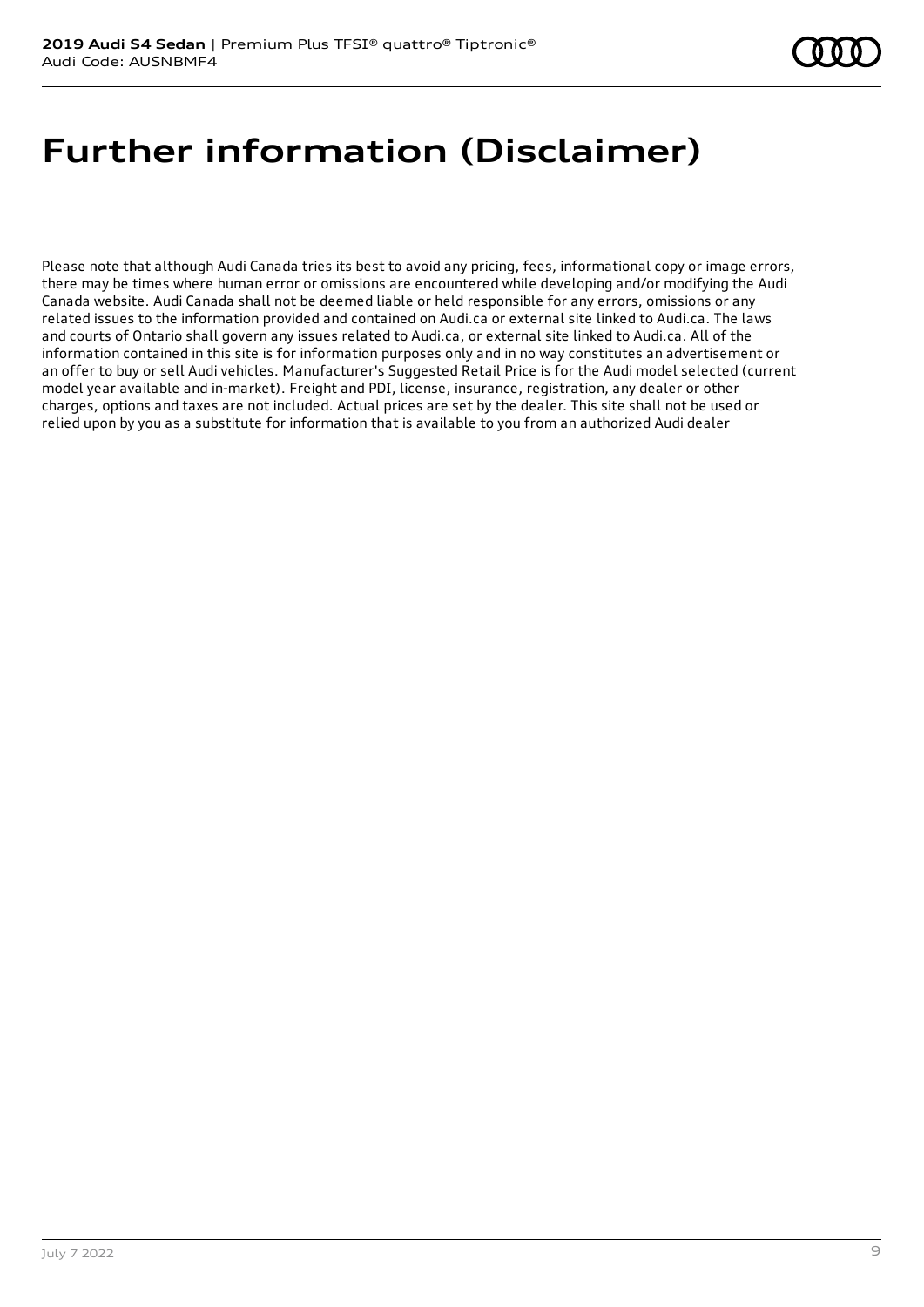# Further information (Disclaimer)

Please note that although Audi Canada tries its best to avoid any pricing, fees, informational copy or image errors, there may be times where human error or omissions are encountered while developing and/or modifying the Audi Canada website. Audi Canada shall not be deemed liable or held responsible for any errors, omissions or any related issues to the information provided and contained on Audi.ca or external site linked to Audi.ca. The laws and courts of Ontario shall govern any issues related to Audi.ca, or external site linked to Audi.ca. All of the information contained in this site is for information purposes only and in no way constitutes an advertisement or an offer to buy or sell Audi vehicles. Manufacturer's Suggested Retail Price is for the Audi model selected (current model year available and in-market). Freight and PDI, license, insurance, registration, any dealer or other charges, options and taxes are not included. Actual prices are set by the dealer. This site shall not be used or relied upon by you as a substitute for information that is available to you from an authorized Audi dealer